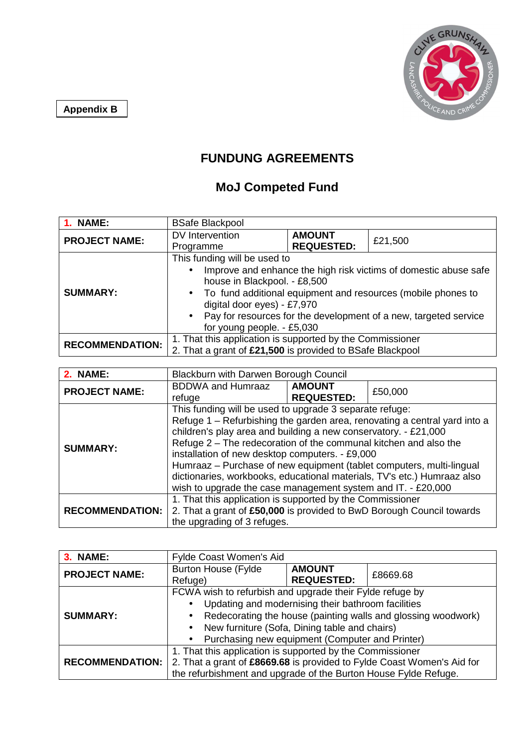Appendix B

# FUNDUNG AGREEMENTS

## MoJ Competed Fund

| 1. NAME: | BSafe Blackpool | | |
|---|---|---|---|
| **PROJECT NAME:** | DV Intervention Programme | **AMOUNT REQUESTED:** | £21,500 |
| **SUMMARY:** | This funding will be used to<br>• Improve and enhance the high risk victims of domestic abuse safe house in Blackpool. - £8,500<br>• To fund additional equipment and resources (mobile phones to digital door eyes) - £7,970<br>• Pay for resources for the development of a new, targeted service for young people. - £5,030 | | |
| **RECOMMENDATION:** | 1. That this application is supported by the Commissioner<br>2. That a grant of **£21,500** is provided to BSafe Blackpool | | |

| 2. NAME: | Blackburn with Darwen Borough Council | | |
|---|---|---|---|
| **PROJECT NAME:** | BDDWA and Humraaz refuge | **AMOUNT REQUESTED:** | £50,000 |
| **SUMMARY:** | This funding will be used to upgrade 3 separate refuge:<br>Refuge 1 – Refurbishing the garden area, renovating a central yard into a children's play area and building a new conservatory. - £21,000<br>Refuge 2 – The redecoration of the communal kitchen and also the installation of new desktop computers. - £9,000<br>Humraaz – Purchase of new equipment (tablet computers, multi-lingual dictionaries, workbooks, educational materials, TV's etc.) Humraaz also wish to upgrade the case management system and IT. - £20,000 | | |
| **RECOMMENDATION:** | 1. That this application is supported by the Commissioner<br>2. That a grant of **£50,000** is provided to BwD Borough Council towards the upgrading of 3 refuges. | | |

| 3. NAME: | Fylde Coast Women's Aid | | |
|---|---|---|---|
| **PROJECT NAME:** | Burton House (Fylde Refuge) | **AMOUNT REQUESTED:** | £8669.68 |
| **SUMMARY:** | FCWA wish to refurbish and upgrade their Fylde refuge by<br>• Updating and modernising their bathroom facilities<br>• Redecorating the house (painting walls and glossing woodwork)<br>• New furniture (Sofa, Dining table and chairs)<br>• Purchasing new equipment (Computer and Printer) | | |
| **RECOMMENDATION:** | 1. That this application is supported by the Commissioner<br>2. That a grant of **£8669.68** is provided to Fylde Coast Women's Aid for the refurbishment and upgrade of the Burton House Fylde Refuge. | | |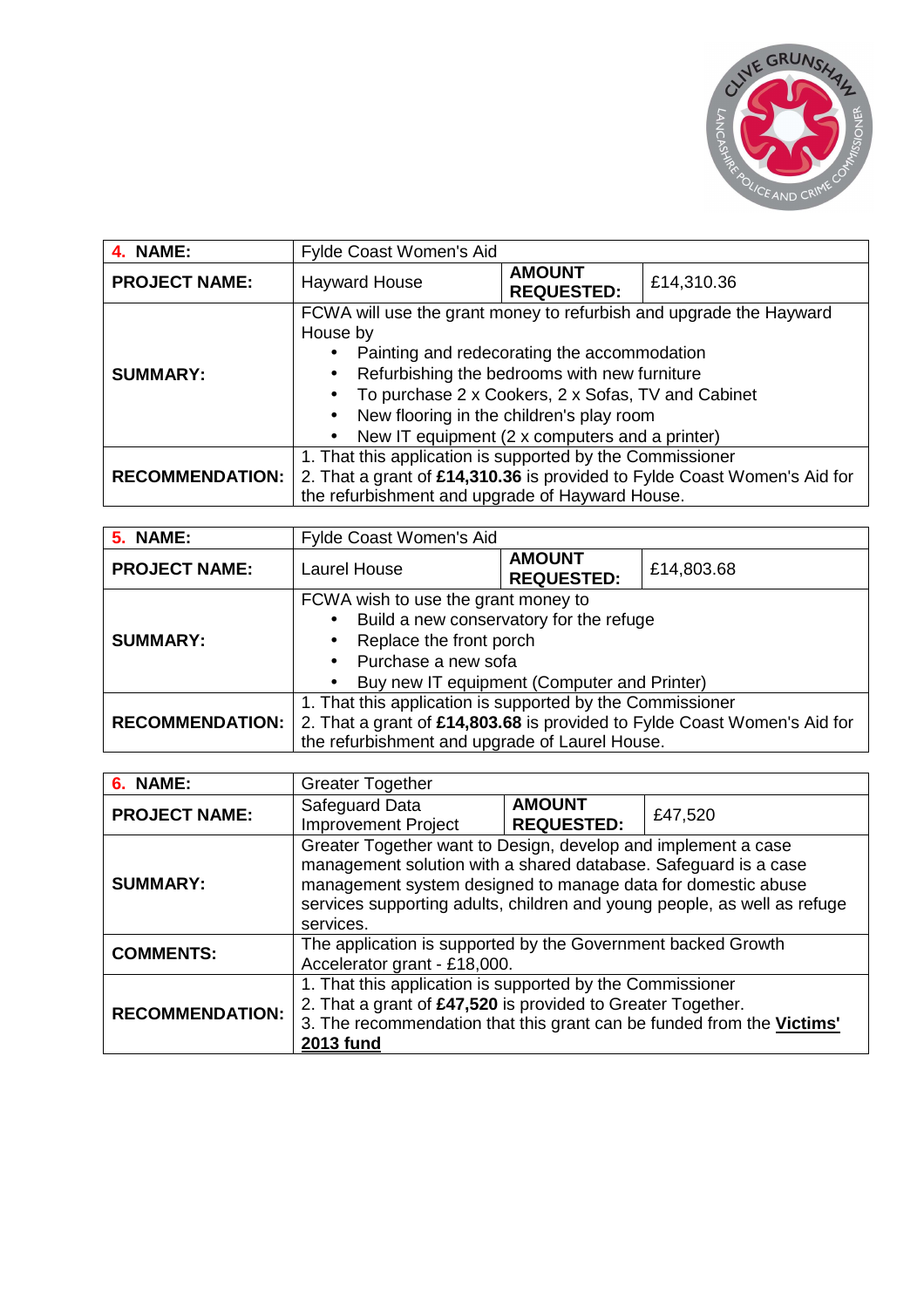| **4. NAME:** | Fylde Coast Women's Aid | | |
|---|---|---|---|
| **PROJECT NAME:** | Hayward House | **AMOUNT REQUESTED:** | £14,310.36 |
| **SUMMARY:** | FCWA will use the grant money to refurbish and upgrade the Hayward House by<br>• Painting and redecorating the accommodation<br>• Refurbishing the bedrooms with new furniture<br>• To purchase 2 x Cookers, 2 x Sofas, TV and Cabinet<br>• New flooring in the children's play room<br>• New IT equipment (2 x computers and a printer) | | |
| **RECOMMENDATION:** | 1. That this application is supported by the Commissioner<br>2. That a grant of **£14,310.36** is provided to Fylde Coast Women's Aid for the refurbishment and upgrade of Hayward House. | | |

| **5. NAME:** | Fylde Coast Women's Aid | | |
|---|---|---|---|
| **PROJECT NAME:** | Laurel House | **AMOUNT REQUESTED:** | £14,803.68 |
| **SUMMARY:** | FCWA wish to use the grant money to<br>• Build a new conservatory for the refuge<br>• Replace the front porch<br>• Purchase a new sofa<br>• Buy new IT equipment (Computer and Printer) | | |
| **RECOMMENDATION:** | 1. That this application is supported by the Commissioner<br>2. That a grant of **£14,803.68** is provided to Fylde Coast Women's Aid for the refurbishment and upgrade of Laurel House. | | |

| **6. NAME:** | Greater Together | | |
|---|---|---|---|
| **PROJECT NAME:** | Safeguard Data Improvement Project | **AMOUNT REQUESTED:** | £47,520 |
| **SUMMARY:** | Greater Together want to Design, develop and implement a case management solution with a shared database. Safeguard is a case management system designed to manage data for domestic abuse services supporting adults, children and young people, as well as refuge services. | | |
| **COMMENTS:** | The application is supported by the Government backed Growth Accelerator grant - £18,000. | | |
| **RECOMMENDATION:** | 1. That this application is supported by the Commissioner<br>2. That a grant of **£47,520** is provided to Greater Together.<br>3. The recommendation that this grant can be funded from the **Victims' 2013 fund** | | |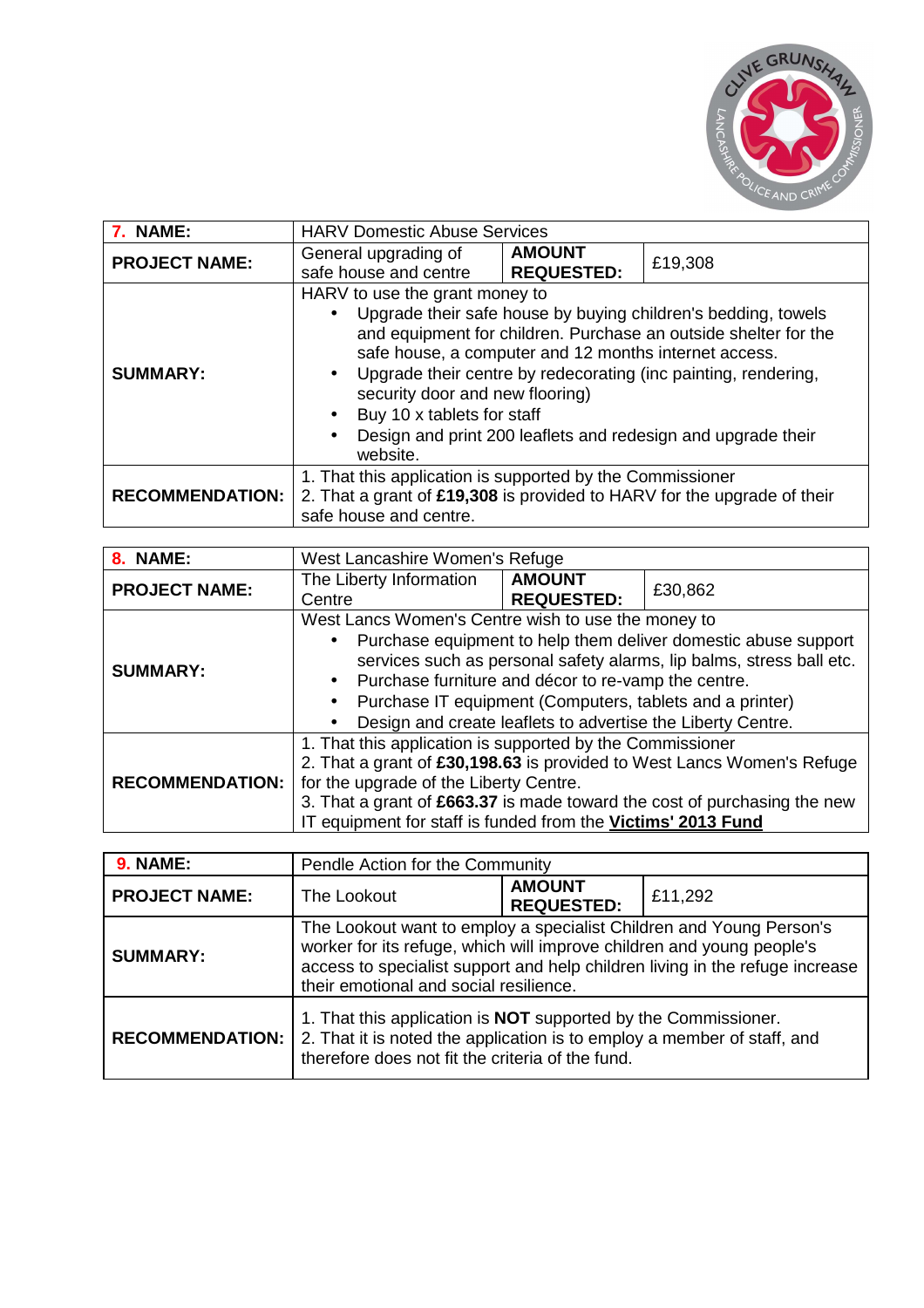| **7. NAME:** | HARV Domestic Abuse Services | | |
|---|---|---|---|
| **PROJECT NAME:** | General upgrading of safe house and centre | **AMOUNT REQUESTED:** | £19,308 |
| **SUMMARY:** | HARV to use the grant money to<br>• Upgrade their safe house by buying children's bedding, towels and equipment for children. Purchase an outside shelter for the safe house, a computer and 12 months internet access.<br>• Upgrade their centre by redecorating (inc painting, rendering, security door and new flooring)<br>• Buy 10 x tablets for staff<br>• Design and print 200 leaflets and redesign and upgrade their website. | | |
| **RECOMMENDATION:** | 1. That this application is supported by the Commissioner<br>2. That a grant of **£19,308** is provided to HARV for the upgrade of their safe house and centre. | | |

| **8. NAME:** | West Lancashire Women's Refuge | | |
|---|---|---|---|
| **PROJECT NAME:** | The Liberty Information Centre | **AMOUNT REQUESTED:** | £30,862 |
| **SUMMARY:** | West Lancs Women's Centre wish to use the money to<br>• Purchase equipment to help them deliver domestic abuse support services such as personal safety alarms, lip balms, stress ball etc.<br>• Purchase furniture and décor to re-vamp the centre.<br>• Purchase IT equipment (Computers, tablets and a printer)<br>• Design and create leaflets to advertise the Liberty Centre. | | |
| **RECOMMENDATION:** | 1. That this application is supported by the Commissioner<br>2. That a grant of **£30,198.63** is provided to West Lancs Women's Refuge for the upgrade of the Liberty Centre.<br>3. That a grant of **£663.37** is made toward the cost of purchasing the new IT equipment for staff is funded from the **Victims' 2013 Fund** | | |

| **9. NAME:** | Pendle Action for the Community | | |
|---|---|---|---|
| **PROJECT NAME:** | The Lookout | **AMOUNT REQUESTED:** | £11,292 |
| **SUMMARY:** | The Lookout want to employ a specialist Children and Young Person's worker for its refuge, which will improve children and young people's access to specialist support and help children living in the refuge increase their emotional and social resilience. | | |
| **RECOMMENDATION:** | 1. That this application is **NOT** supported by the Commissioner.<br>2. That it is noted the application is to employ a member of staff, and therefore does not fit the criteria of the fund. | | |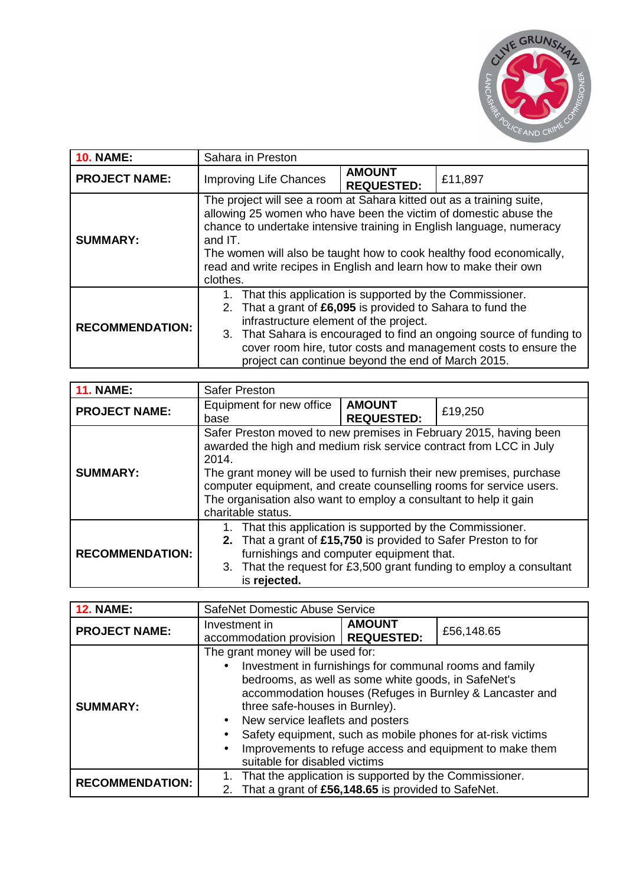| **10. NAME:** | Sahara in Preston | | |
|---|---|---|---|
| **PROJECT NAME:** | Improving Life Chances | **AMOUNT REQUESTED:** | £11,897 |
| **SUMMARY:** | The project will see a room at Sahara kitted out as a training suite, allowing 25 women who have been the victim of domestic abuse the chance to undertake intensive training in English language, numeracy and IT.<br>The women will also be taught how to cook healthy food economically, read and write recipes in English and learn how to make their own clothes. | | |
| **RECOMMENDATION:** | 1. That this application is supported by the Commissioner.<br>2. That a grant of **£6,095** is provided to Sahara to fund the infrastructure element of the project.<br>3. That Sahara is encouraged to find an ongoing source of funding to cover room hire, tutor costs and management costs to ensure the project can continue beyond the end of March 2015. | | |

| **11. NAME:** | Safer Preston | | |
|---|---|---|---|
| **PROJECT NAME:** | Equipment for new office base | **AMOUNT REQUESTED:** | £19,250 |
| **SUMMARY:** | Safer Preston moved to new premises in February 2015, having been awarded the high and medium risk service contract from LCC in July 2014.<br>The grant money will be used to furnish their new premises, purchase computer equipment, and create counselling rooms for service users. The organisation also want to employ a consultant to help it gain charitable status. | | |
| **RECOMMENDATION:** | 1. That this application is supported by the Commissioner.<br>**2.** That a grant of **£15,750** is provided to Safer Preston to for furnishings and computer equipment that.<br>3. That the request for £3,500 grant funding to employ a consultant is **rejected.** | | |

| **12. NAME:** | SafeNet Domestic Abuse Service | | |
|---|---|---|---|
| **PROJECT NAME:** | Investment in accommodation provision | **AMOUNT REQUESTED:** | £56,148.65 |
| **SUMMARY:** | The grant money will be used for:<br>• Investment in furnishings for communal rooms and family bedrooms, as well as some white goods, in SafeNet's accommodation houses (Refuges in Burnley & Lancaster and three safe-houses in Burnley).<br>• New service leaflets and posters<br>• Safety equipment, such as mobile phones for at-risk victims<br>• Improvements to refuge access and equipment to make them suitable for disabled victims | | |
| **RECOMMENDATION:** | 1. That the application is supported by the Commissioner.<br>2. That a grant of **£56,148.65** is provided to SafeNet. | | |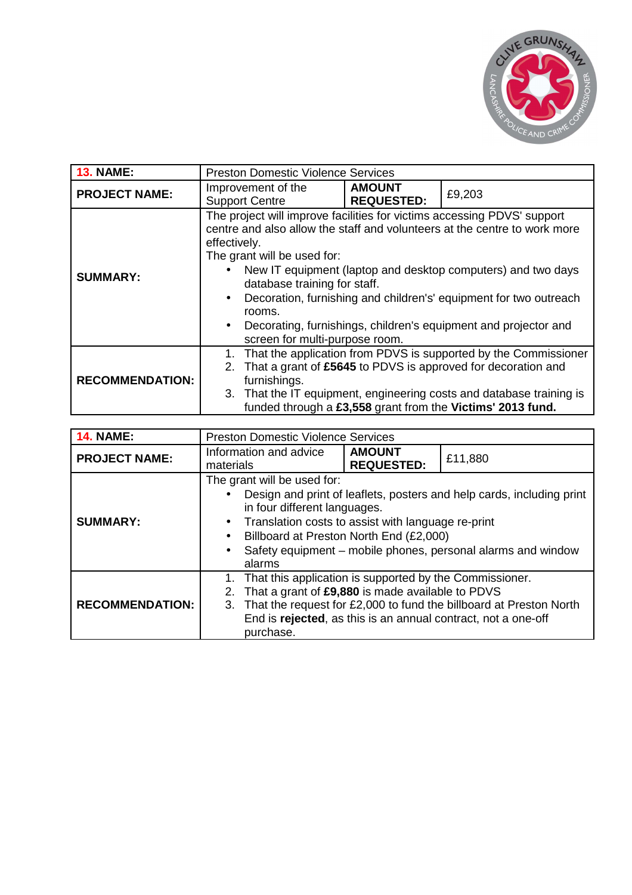| **13. NAME:** | Preston Domestic Violence Services | | |
|---|---|---|---|
| **PROJECT NAME:** | Improvement of the Support Centre | **AMOUNT REQUESTED:** | £9,203 |
| **SUMMARY:** | The project will improve facilities for victims accessing PDVS' support centre and also allow the staff and volunteers at the centre to work more effectively.<br>The grant will be used for:<br>• New IT equipment (laptop and desktop computers) and two days database training for staff.<br>• Decoration, furnishing and children's' equipment for two outreach rooms.<br>• Decorating, furnishings, children's equipment and projector and screen for multi-purpose room. | | |
| **RECOMMENDATION:** | 1. That the application from PDVS is supported by the Commissioner<br>2. That a grant of **£5645** to PDVS is approved for decoration and furnishings.<br>3. That the IT equipment, engineering costs and database training is funded through a **£3,558** grant from the **Victims' 2013 fund.** | | |

| **14. NAME:** | Preston Domestic Violence Services | | |
|---|---|---|---|
| **PROJECT NAME:** | Information and advice materials | **AMOUNT REQUESTED:** | £11,880 |
| **SUMMARY:** | The grant will be used for:<br>• Design and print of leaflets, posters and help cards, including print in four different languages.<br>• Translation costs to assist with language re-print<br>• Billboard at Preston North End (£2,000)<br>• Safety equipment – mobile phones, personal alarms and window alarms | | |
| **RECOMMENDATION:** | 1. That this application is supported by the Commissioner.<br>2. That a grant of **£9,880** is made available to PDVS<br>3. That the request for £2,000 to fund the billboard at Preston North End is **rejected**, as this is an annual contract, not a one-off purchase. | | |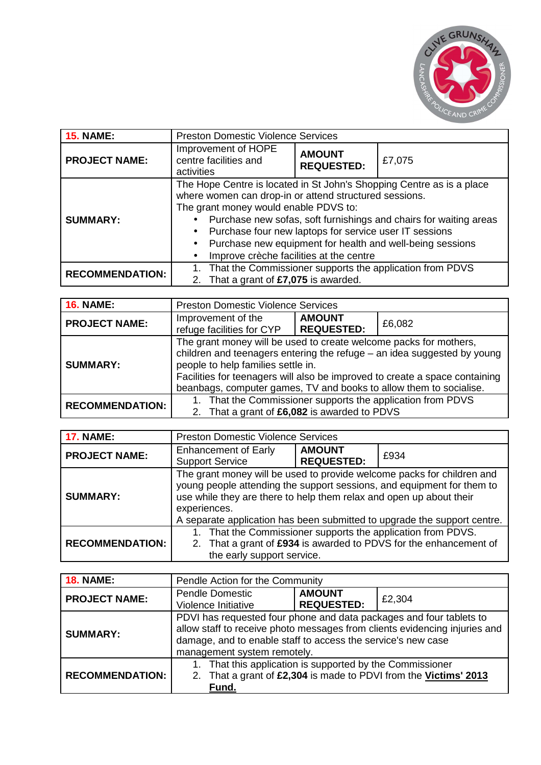| **15. NAME:** | Preston Domestic Violence Services | | |
|---|---|---|---|
| **PROJECT NAME:** | Improvement of HOPE centre facilities and activities | **AMOUNT REQUESTED:** | £7,075 |
| **SUMMARY:** | The Hope Centre is located in St John's Shopping Centre as is a place where women can drop-in or attend structured sessions.<br>The grant money would enable PDVS to:<br>• Purchase new sofas, soft furnishings and chairs for waiting areas<br>• Purchase four new laptops for service user IT sessions<br>• Purchase new equipment for health and well-being sessions<br>• Improve crèche facilities at the centre | | |
| **RECOMMENDATION:** | 1. That the Commissioner supports the application from PDVS<br>2. That a grant of **£7,075** is awarded. | | |

| **16. NAME:** | Preston Domestic Violence Services | | |
|---|---|---|---|
| **PROJECT NAME:** | Improvement of the refuge facilities for CYP | **AMOUNT REQUESTED:** | £6,082 |
| **SUMMARY:** | The grant money will be used to create welcome packs for mothers, children and teenagers entering the refuge – an idea suggested by young people to help families settle in.<br>Facilities for teenagers will also be improved to create a space containing beanbags, computer games, TV and books to allow them to socialise. | | |
| **RECOMMENDATION:** | 1. That the Commissioner supports the application from PDVS<br>2. That a grant of **£6,082** is awarded to PDVS | | |

| **17. NAME:** | Preston Domestic Violence Services | | |
|---|---|---|---|
| **PROJECT NAME:** | Enhancement of Early Support Service | **AMOUNT REQUESTED:** | £934 |
| **SUMMARY:** | The grant money will be used to provide welcome packs for children and young people attending the support sessions, and equipment for them to use while they are there to help them relax and open up about their experiences.<br>A separate application has been submitted to upgrade the support centre. | | |
| **RECOMMENDATION:** | 1. That the Commissioner supports the application from PDVS.<br>2. That a grant of **£934** is awarded to PDVS for the enhancement of the early support service. | | |

| **18. NAME:** | Pendle Action for the Community | | |
|---|---|---|---|
| **PROJECT NAME:** | Pendle Domestic Violence Initiative | **AMOUNT REQUESTED:** | £2,304 |
| **SUMMARY:** | PDVI has requested four phone and data packages and four tablets to allow staff to receive photo messages from clients evidencing injuries and damage, and to enable staff to access the service's new case management system remotely. | | |
| **RECOMMENDATION:** | 1. That this application is supported by the Commissioner<br>2. That a grant of **£2,304** is made to PDVI from the **Victims' 2013 Fund.** | | |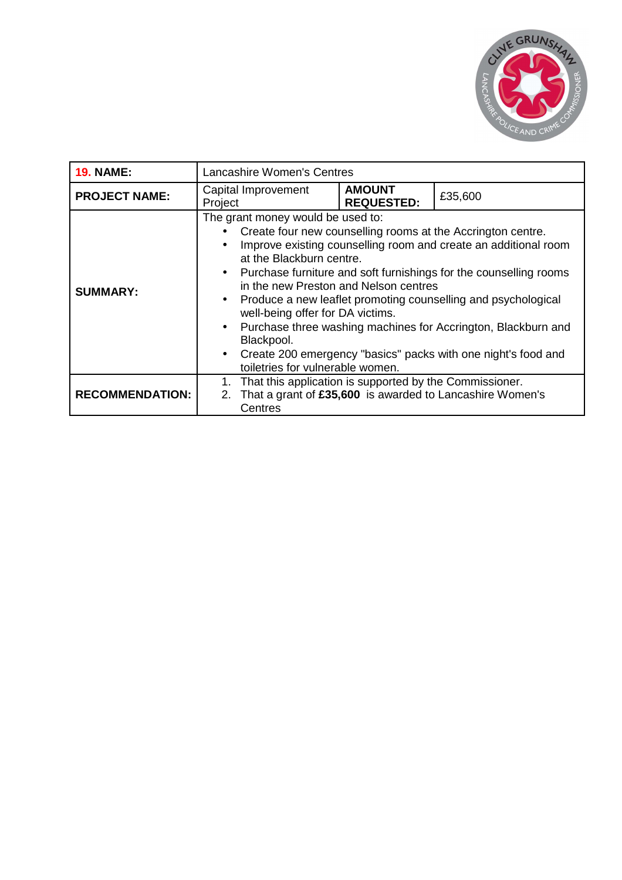| | | | |
|---|---|---|---|
| **19. NAME:** | Lancashire Women's Centres | | |
| **PROJECT NAME:** | Capital Improvement Project | **AMOUNT REQUESTED:** | £35,600 |
| **SUMMARY:** | The grant money would be used to:<br>• Create four new counselling rooms at the Accrington centre.<br>• Improve existing counselling room and create an additional room at the Blackburn centre.<br>• Purchase furniture and soft furnishings for the counselling rooms in the new Preston and Nelson centres<br>• Produce a new leaflet promoting counselling and psychological well-being offer for DA victims.<br>• Purchase three washing machines for Accrington, Blackburn and Blackpool.<br>• Create 200 emergency "basics" packs with one night's food and toiletries for vulnerable women. | | |
| **RECOMMENDATION:** | 1. That this application is supported by the Commissioner.<br>2. That a grant of **£35,600** is awarded to Lancashire Women's Centres | | |